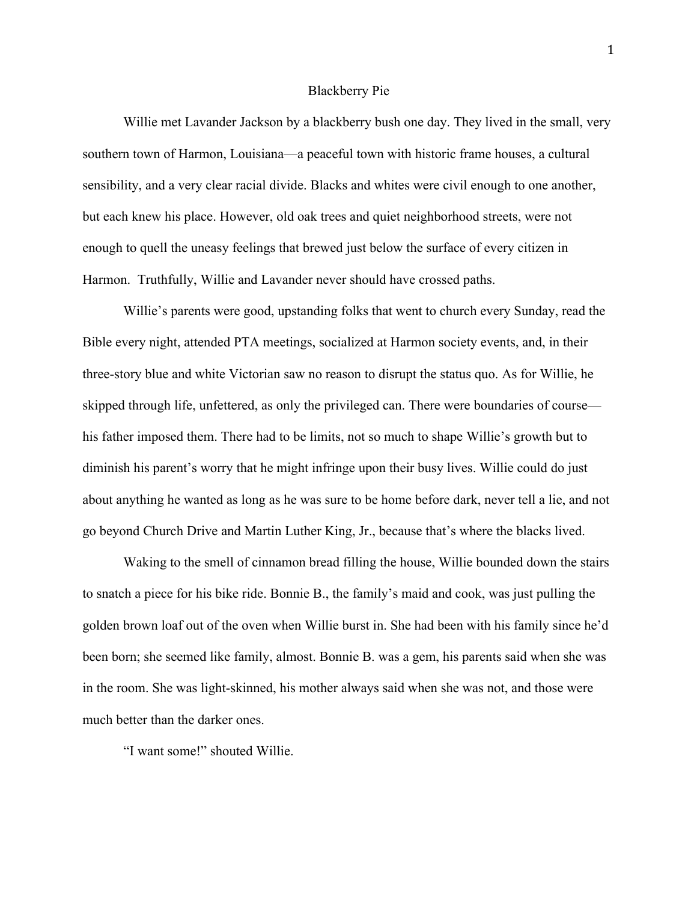# Blackberry Pie

Willie met Lavander Jackson by a blackberry bush one day. They lived in the small, very southern town of Harmon, Louisiana—a peaceful town with historic frame houses, a cultural sensibility, and a very clear racial divide. Blacks and whites were civil enough to one another, but each knew his place. However, old oak trees and quiet neighborhood streets, were not enough to quell the uneasy feelings that brewed just below the surface of every citizen in Harmon. Truthfully, Willie and Lavander never should have crossed paths.

Willie's parents were good, upstanding folks that went to church every Sunday, read the Bible every night, attended PTA meetings, socialized at Harmon society events, and, in their three-story blue and white Victorian saw no reason to disrupt the status quo. As for Willie, he skipped through life, unfettered, as only the privileged can. There were boundaries of course—his father imposed them. There had to be limits, not so much to shape Willie's growth but to diminish his parent's worry that he might infringe upon their busy lives. Willie could do just about anything he wanted as long as he was sure to be home before dark, never tell a lie, and not go beyond Church Drive and Martin Luther King, Jr., because that's where the blacks lived.

Waking to the smell of cinnamon bread filling the house, Willie bounded down the stairs to snatch a piece for his bike ride. Bonnie B., the family's maid and cook, was just pulling the golden brown loaf out of the oven when Willie burst in. She had been with his family since he'd been born; she seemed like family, almost. Bonnie B. was a gem, his parents said when she was in the room. She was light-skinned, his mother always said when she was not, and those were much better than the darker ones.

"I want some!" shouted Willie.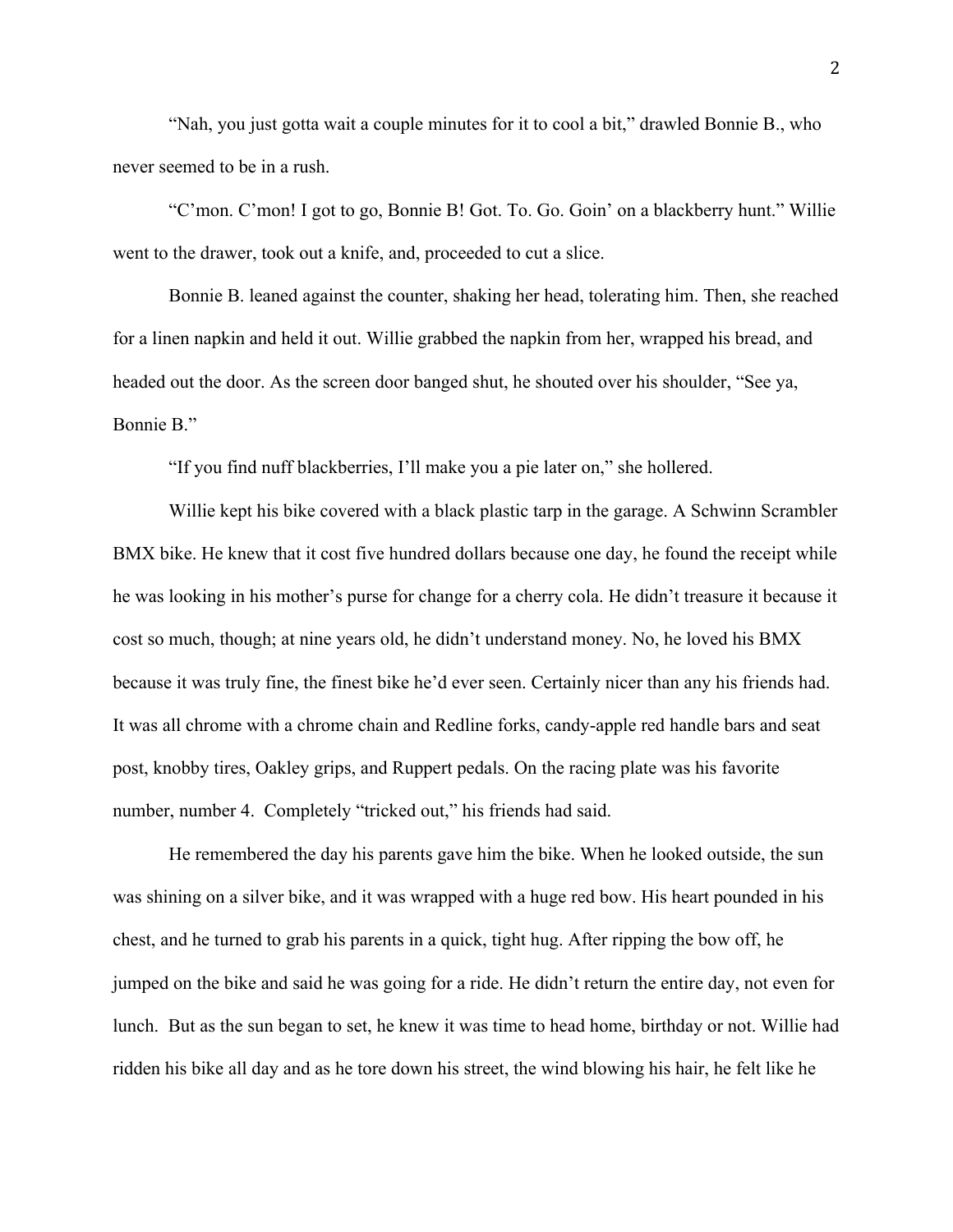"Nah, you just gotta wait a couple minutes for it to cool a bit," drawled Bonnie B., who never seemed to be in a rush.

"C'mon. C'mon! I got to go, Bonnie B! Got. To. Go. Goin' on a blackberry hunt." Willie went to the drawer, took out a knife, and, proceeded to cut a slice.

Bonnie B. leaned against the counter, shaking her head, tolerating him. Then, she reached for a linen napkin and held it out. Willie grabbed the napkin from her, wrapped his bread, and headed out the door. As the screen door banged shut, he shouted over his shoulder, "See ya, Bonnie B."

"If you find nuff blackberries, I'll make you a pie later on," she hollered.

Willie kept his bike covered with a black plastic tarp in the garage. A Schwinn Scrambler BMX bike. He knew that it cost five hundred dollars because one day, he found the receipt while he was looking in his mother's purse for change for a cherry cola. He didn't treasure it because it cost so much, though; at nine years old, he didn't understand money. No, he loved his BMX because it was truly fine, the finest bike he'd ever seen. Certainly nicer than any his friends had. It was all chrome with a chrome chain and Redline forks, candy-apple red handle bars and seat post, knobby tires, Oakley grips, and Ruppert pedals. On the racing plate was his favorite number, number 4. Completely "tricked out," his friends had said.

He remembered the day his parents gave him the bike. When he looked outside, the sun was shining on a silver bike, and it was wrapped with a huge red bow. His heart pounded in his chest, and he turned to grab his parents in a quick, tight hug. After ripping the bow off, he jumped on the bike and said he was going for a ride. He didn't return the entire day, not even for lunch. But as the sun began to set, he knew it was time to head home, birthday or not. Willie had ridden his bike all day and as he tore down his street, the wind blowing his hair, he felt like he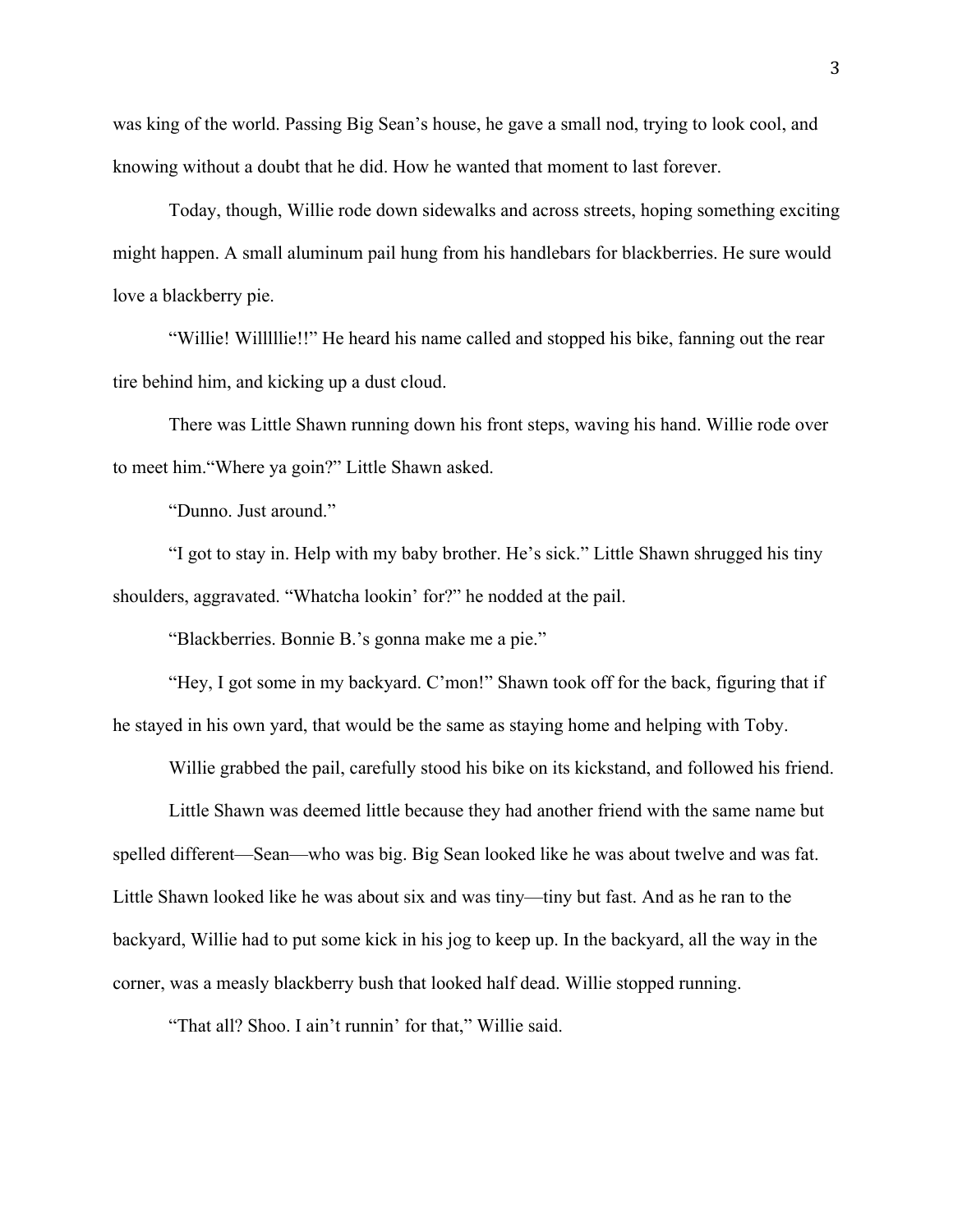was king of the world. Passing Big Sean's house, he gave a small nod, trying to look cool, and knowing without a doubt that he did. How he wanted that moment to last forever.

Today, though, Willie rode down sidewalks and across streets, hoping something exciting might happen. A small aluminum pail hung from his handlebars for blackberries. He sure would love a blackberry pie.

"Willie! Willllie!!" He heard his name called and stopped his bike, fanning out the rear tire behind him, and kicking up a dust cloud.

There was Little Shawn running down his front steps, waving his hand. Willie rode over to meet him."Where ya goin?" Little Shawn asked.

"Dunno. Just around."

"I got to stay in. Help with my baby brother. He's sick." Little Shawn shrugged his tiny shoulders, aggravated. "Whatcha lookin' for?" he nodded at the pail.

"Blackberries. Bonnie B.'s gonna make me a pie."

"Hey, I got some in my backyard. C'mon!" Shawn took off for the back, figuring that if he stayed in his own yard, that would be the same as staying home and helping with Toby.

Willie grabbed the pail, carefully stood his bike on its kickstand, and followed his friend.

Little Shawn was deemed little because they had another friend with the same name but spelled different—Sean—who was big. Big Sean looked like he was about twelve and was fat. Little Shawn looked like he was about six and was tiny—tiny but fast. And as he ran to the backyard, Willie had to put some kick in his jog to keep up. In the backyard, all the way in the corner, was a measly blackberry bush that looked half dead. Willie stopped running.

"That all? Shoo. I ain't runnin' for that," Willie said.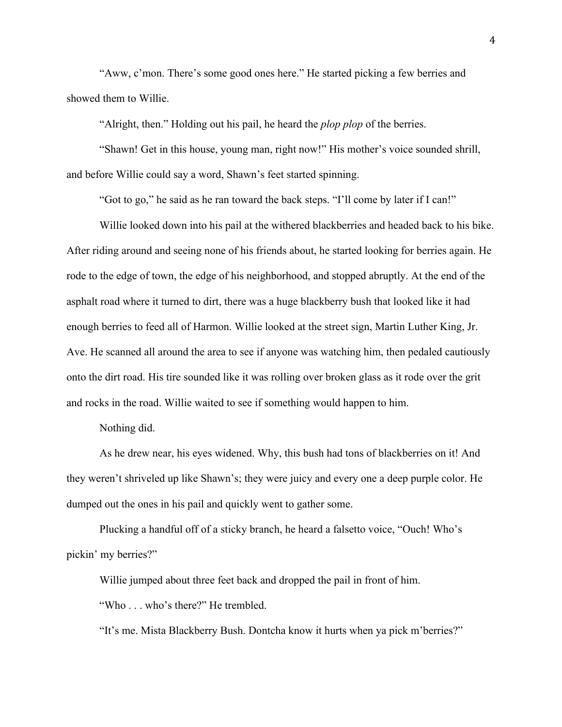"Aww, c'mon. There's some good ones here." He started picking a few berries and showed them to Willie.

"Alright, then." Holding out his pail, he heard the *plop plop* of the berries.

"Shawn! Get in this house, young man, right now!" His mother's voice sounded shrill, and before Willie could say a word, Shawn's feet started spinning.

"Got to go," he said as he ran toward the back steps. "I'll come by later if I can!"

Willie looked down into his pail at the withered blackberries and headed back to his bike. After riding around and seeing none of his friends about, he started looking for berries again. He rode to the edge of town, the edge of his neighborhood, and stopped abruptly. At the end of the asphalt road where it turned to dirt, there was a huge blackberry bush that looked like it had enough berries to feed all of Harmon. Willie looked at the street sign, Martin Luther King, Jr. Ave. He scanned all around the area to see if anyone was watching him, then pedaled cautiously onto the dirt road. His tire sounded like it was rolling over broken glass as it rode over the grit and rocks in the road. Willie waited to see if something would happen to him.

Nothing did.

As he drew near, his eyes widened. Why, this bush had tons of blackberries on it! And they weren't shriveled up like Shawn's; they were juicy and every one a deep purple color. He dumped out the ones in his pail and quickly went to gather some.

Plucking a handful off of a sticky branch, he heard a falsetto voice, "Ouch! Who's pickin' my berries?"

Willie jumped about three feet back and dropped the pail in front of him.

"Who . . . who's there?" He trembled.

"It's me. Mista Blackberry Bush. Dontcha know it hurts when ya pick m'berries?"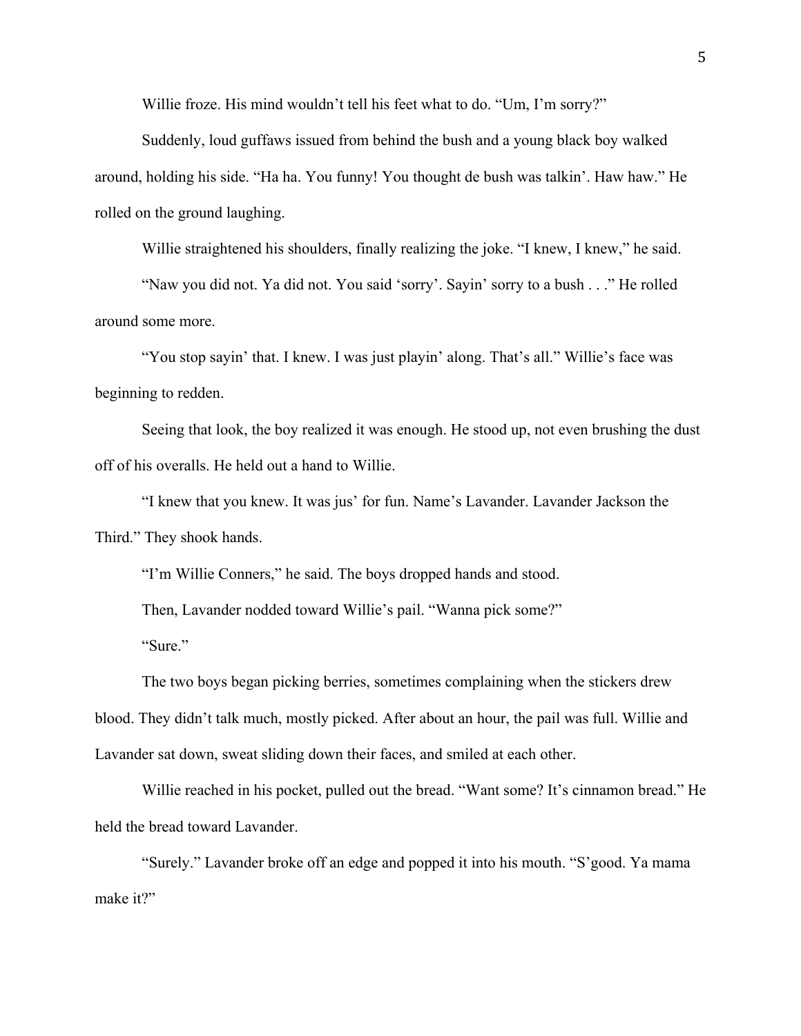Willie froze. His mind wouldn't tell his feet what to do. "Um, I'm sorry?"

Suddenly, loud guffaws issued from behind the bush and a young black boy walked around, holding his side. "Ha ha. You funny! You thought de bush was talkin'. Haw haw." He rolled on the ground laughing.

Willie straightened his shoulders, finally realizing the joke. "I knew, I knew," he said.

"Naw you did not. Ya did not. You said 'sorry'. Sayin' sorry to a bush . . ." He rolled around some more.

"You stop sayin' that. I knew. I was just playin' along. That's all." Willie's face was beginning to redden.

Seeing that look, the boy realized it was enough. He stood up, not even brushing the dust off of his overalls. He held out a hand to Willie.

"I knew that you knew. It was jus' for fun. Name's Lavander. Lavander Jackson the Third." They shook hands.

"I'm Willie Conners," he said. The boys dropped hands and stood.

Then, Lavander nodded toward Willie's pail. "Wanna pick some?"

"Sure."

The two boys began picking berries, sometimes complaining when the stickers drew blood. They didn't talk much, mostly picked. After about an hour, the pail was full. Willie and Lavander sat down, sweat sliding down their faces, and smiled at each other.

Willie reached in his pocket, pulled out the bread. "Want some? It's cinnamon bread." He held the bread toward Lavander.

"Surely." Lavander broke off an edge and popped it into his mouth. "S'good. Ya mama make it?"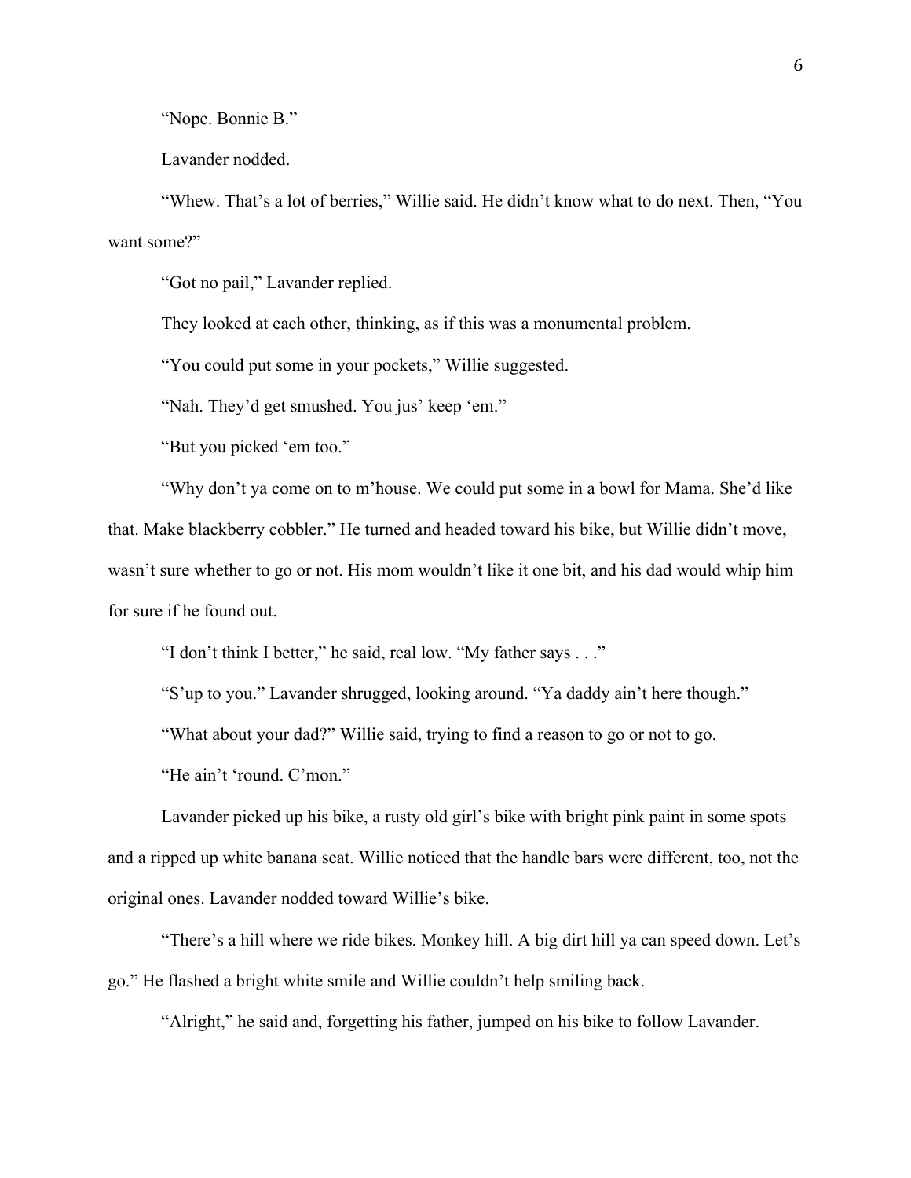"Nope. Bonnie B."

Lavander nodded.

"Whew. That's a lot of berries," Willie said. He didn't know what to do next. Then, "You want some?"

"Got no pail," Lavander replied.

They looked at each other, thinking, as if this was a monumental problem.

"You could put some in your pockets," Willie suggested.

"Nah. They'd get smushed. You jus' keep 'em."

"But you picked 'em too."

"Why don't ya come on to m'house. We could put some in a bowl for Mama. She'd like that. Make blackberry cobbler." He turned and headed toward his bike, but Willie didn't move, wasn't sure whether to go or not. His mom wouldn't like it one bit, and his dad would whip him for sure if he found out.

"I don't think I better," he said, real low. "My father says . . ."

"S'up to you." Lavander shrugged, looking around. "Ya daddy ain't here though."

"What about your dad?" Willie said, trying to find a reason to go or not to go.

"He ain't 'round. C'mon."

Lavander picked up his bike, a rusty old girl's bike with bright pink paint in some spots and a ripped up white banana seat. Willie noticed that the handle bars were different, too, not the original ones. Lavander nodded toward Willie's bike.

"There's a hill where we ride bikes. Monkey hill. A big dirt hill ya can speed down. Let's go." He flashed a bright white smile and Willie couldn't help smiling back.

"Alright," he said and, forgetting his father, jumped on his bike to follow Lavander.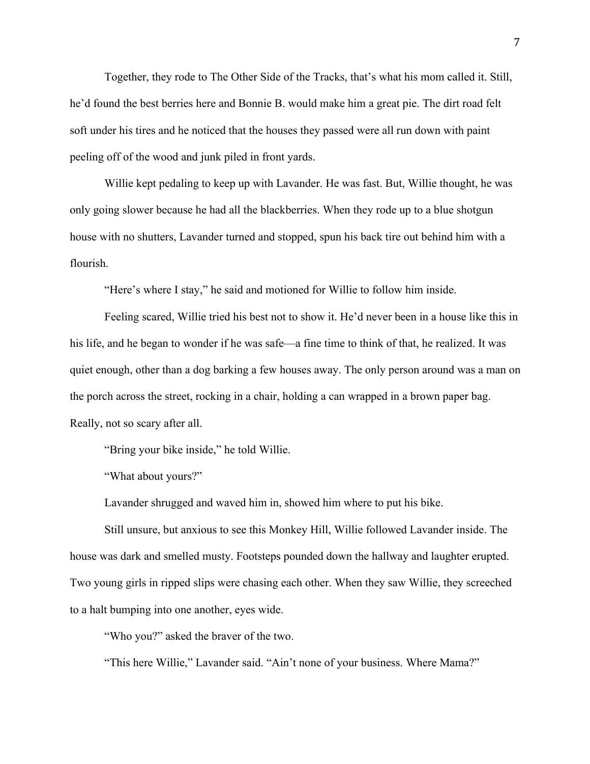Together, they rode to The Other Side of the Tracks, that's what his mom called it. Still, he'd found the best berries here and Bonnie B. would make him a great pie. The dirt road felt soft under his tires and he noticed that the houses they passed were all run down with paint peeling off of the wood and junk piled in front yards.

Willie kept pedaling to keep up with Lavander. He was fast. But, Willie thought, he was only going slower because he had all the blackberries. When they rode up to a blue shotgun house with no shutters, Lavander turned and stopped, spun his back tire out behind him with a flourish.

"Here's where I stay," he said and motioned for Willie to follow him inside.

Feeling scared, Willie tried his best not to show it. He'd never been in a house like this in his life, and he began to wonder if he was safe—a fine time to think of that, he realized. It was quiet enough, other than a dog barking a few houses away. The only person around was a man on the porch across the street, rocking in a chair, holding a can wrapped in a brown paper bag. Really, not so scary after all.

"Bring your bike inside," he told Willie.

"What about yours?"

Lavander shrugged and waved him in, showed him where to put his bike.

Still unsure, but anxious to see this Monkey Hill, Willie followed Lavander inside. The house was dark and smelled musty. Footsteps pounded down the hallway and laughter erupted. Two young girls in ripped slips were chasing each other. When they saw Willie, they screeched to a halt bumping into one another, eyes wide.

"Who you?" asked the braver of the two.

"This here Willie," Lavander said. "Ain't none of your business. Where Mama?"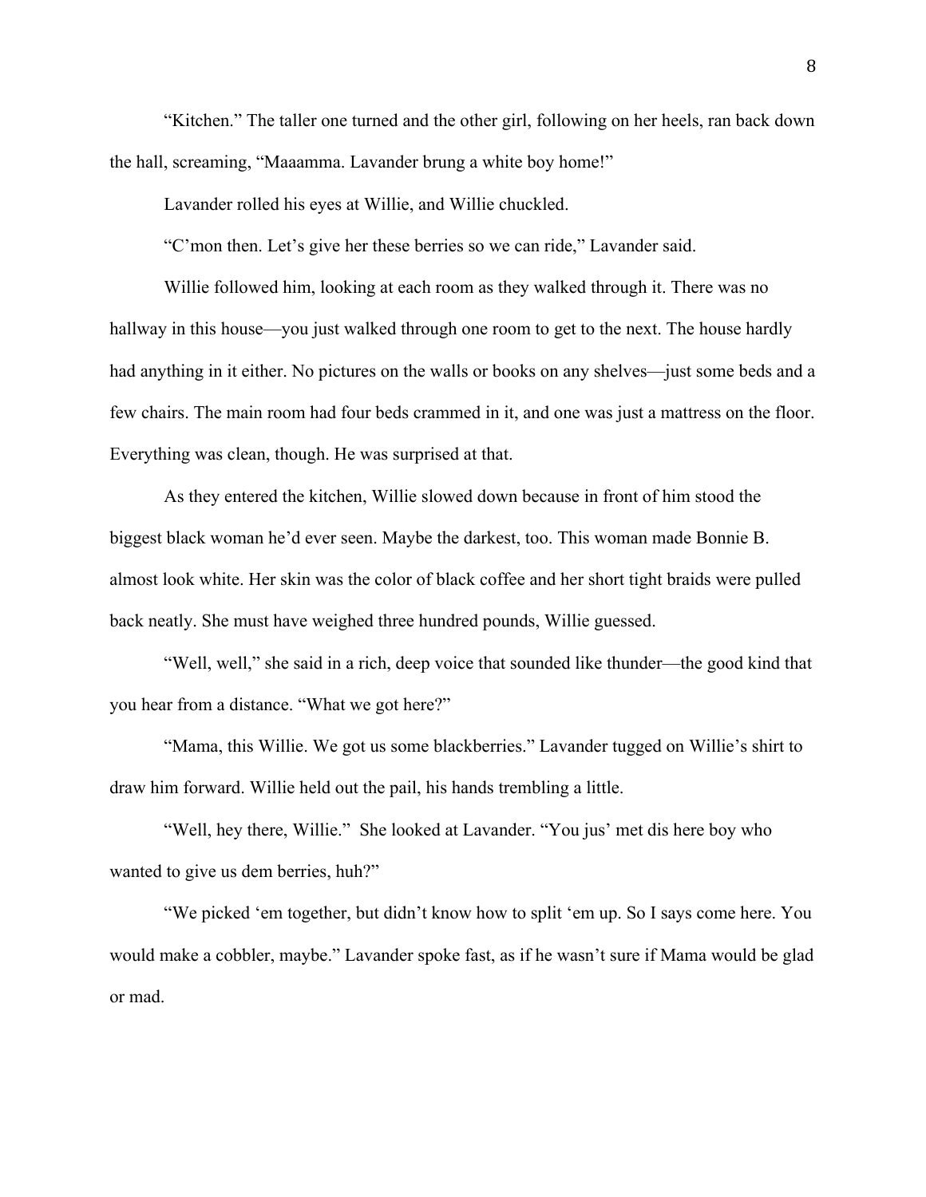"Kitchen." The taller one turned and the other girl, following on her heels, ran back down the hall, screaming, "Maaamma. Lavander brung a white boy home!"

Lavander rolled his eyes at Willie, and Willie chuckled.

"C'mon then. Let's give her these berries so we can ride," Lavander said.

Willie followed him, looking at each room as they walked through it. There was no hallway in this house—you just walked through one room to get to the next. The house hardly had anything in it either. No pictures on the walls or books on any shelves—just some beds and a few chairs. The main room had four beds crammed in it, and one was just a mattress on the floor. Everything was clean, though. He was surprised at that.

As they entered the kitchen, Willie slowed down because in front of him stood the biggest black woman he'd ever seen. Maybe the darkest, too. This woman made Bonnie B. almost look white. Her skin was the color of black coffee and her short tight braids were pulled back neatly. She must have weighed three hundred pounds, Willie guessed.

"Well, well," she said in a rich, deep voice that sounded like thunder—the good kind that you hear from a distance. "What we got here?"

"Mama, this Willie. We got us some blackberries." Lavander tugged on Willie's shirt to draw him forward. Willie held out the pail, his hands trembling a little.

"Well, hey there, Willie." She looked at Lavander. "You jus' met dis here boy who wanted to give us dem berries, huh?"

"We picked 'em together, but didn't know how to split 'em up. So I says come here. You would make a cobbler, maybe." Lavander spoke fast, as if he wasn't sure if Mama would be glad or mad.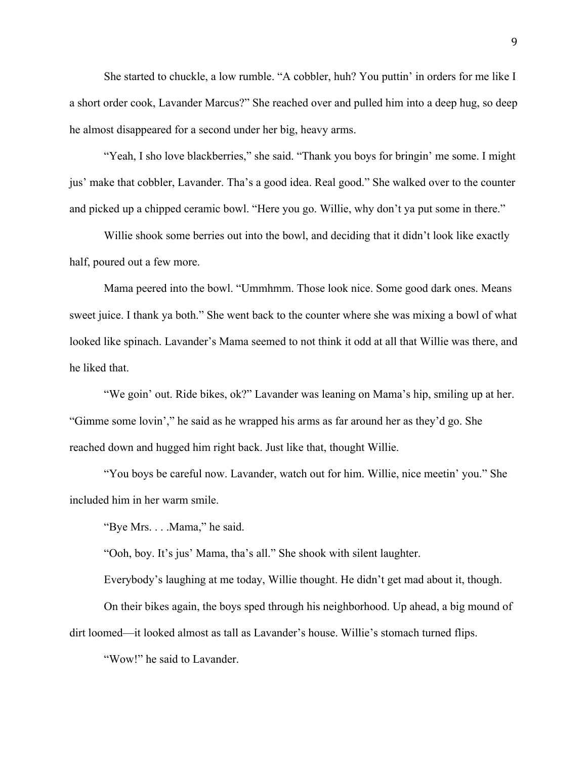She started to chuckle, a low rumble. "A cobbler, huh? You puttin' in orders for me like I a short order cook, Lavander Marcus?" She reached over and pulled him into a deep hug, so deep he almost disappeared for a second under her big, heavy arms.

"Yeah, I sho love blackberries," she said. "Thank you boys for bringin' me some. I might jus' make that cobbler, Lavander. Tha's a good idea. Real good." She walked over to the counter and picked up a chipped ceramic bowl. "Here you go. Willie, why don't ya put some in there."

Willie shook some berries out into the bowl, and deciding that it didn't look like exactly half, poured out a few more.

Mama peered into the bowl. "Ummhmm. Those look nice. Some good dark ones. Means sweet juice. I thank ya both." She went back to the counter where she was mixing a bowl of what looked like spinach. Lavander's Mama seemed to not think it odd at all that Willie was there, and he liked that.

"We goin' out. Ride bikes, ok?" Lavander was leaning on Mama's hip, smiling up at her. "Gimme some lovin'," he said as he wrapped his arms as far around her as they'd go. She reached down and hugged him right back. Just like that, thought Willie.

"You boys be careful now. Lavander, watch out for him. Willie, nice meetin' you." She included him in her warm smile.

"Bye Mrs. . . .Mama," he said.

"Ooh, boy. It's jus' Mama, tha's all." She shook with silent laughter.

Everybody's laughing at me today, Willie thought. He didn't get mad about it, though.

On their bikes again, the boys sped through his neighborhood. Up ahead, a big mound of dirt loomed—it looked almost as tall as Lavander's house. Willie's stomach turned flips.

"Wow!" he said to Lavander.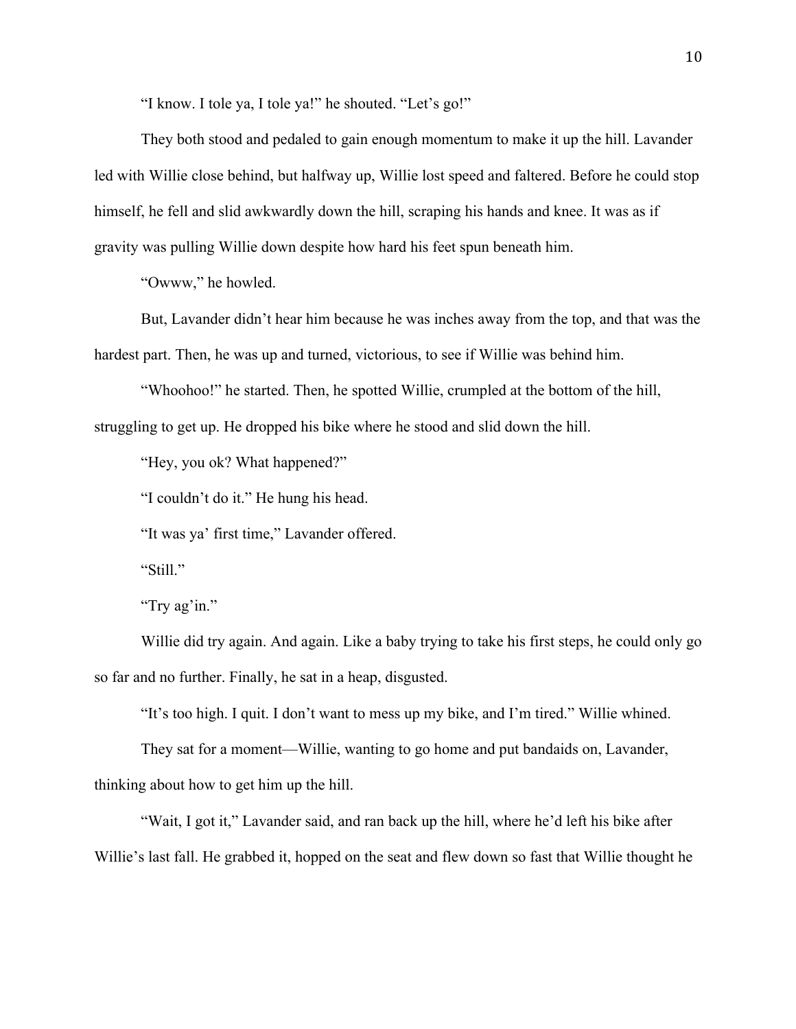"I know. I tole ya, I tole ya!" he shouted. "Let's go!"

They both stood and pedaled to gain enough momentum to make it up the hill. Lavander led with Willie close behind, but halfway up, Willie lost speed and faltered. Before he could stop himself, he fell and slid awkwardly down the hill, scraping his hands and knee. It was as if gravity was pulling Willie down despite how hard his feet spun beneath him.

"Owww," he howled.

But, Lavander didn't hear him because he was inches away from the top, and that was the hardest part. Then, he was up and turned, victorious, to see if Willie was behind him.

"Whoohoo!" he started. Then, he spotted Willie, crumpled at the bottom of the hill, struggling to get up. He dropped his bike where he stood and slid down the hill.

"Hey, you ok? What happened?"

"I couldn't do it." He hung his head.

"It was ya' first time," Lavander offered.

"Still."

"Try ag'in."

Willie did try again. And again. Like a baby trying to take his first steps, he could only go so far and no further. Finally, he sat in a heap, disgusted.

"It's too high. I quit. I don't want to mess up my bike, and I'm tired." Willie whined.

They sat for a moment—Willie, wanting to go home and put bandaids on, Lavander, thinking about how to get him up the hill.

"Wait, I got it," Lavander said, and ran back up the hill, where he'd left his bike after Willie's last fall. He grabbed it, hopped on the seat and flew down so fast that Willie thought he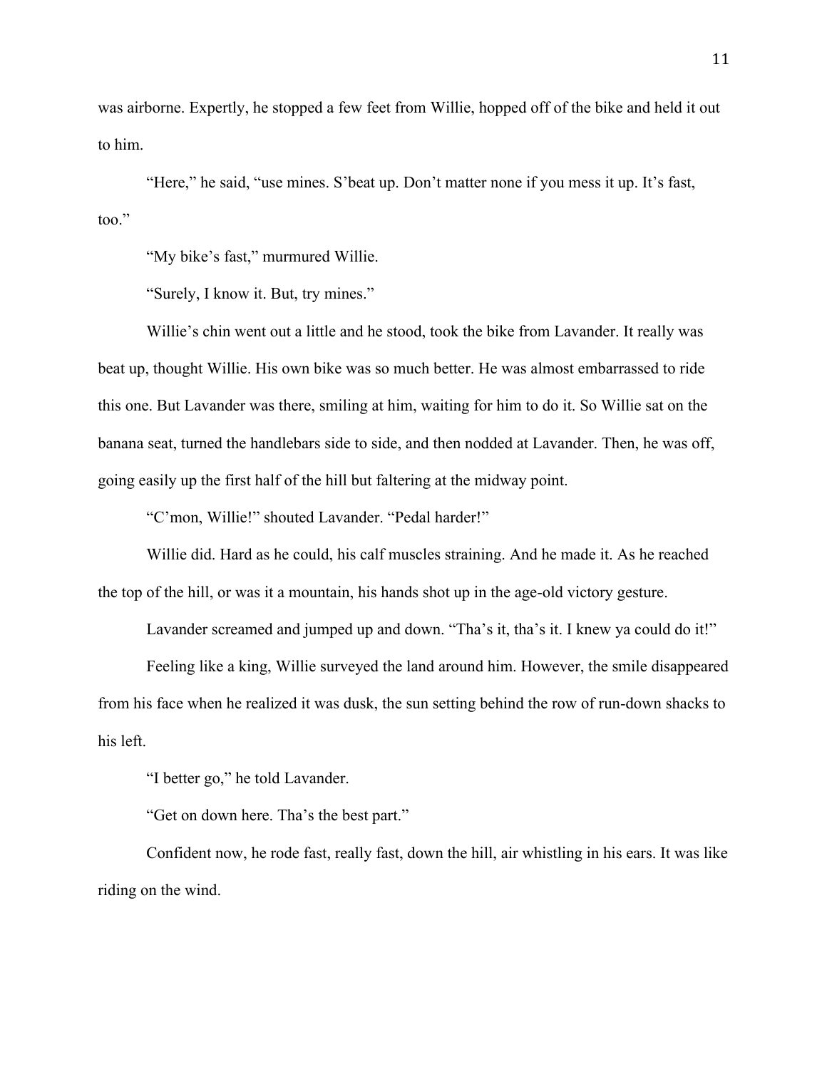was airborne. Expertly, he stopped a few feet from Willie, hopped off of the bike and held it out to him.

"Here," he said, "use mines. S'beat up. Don't matter none if you mess it up. It's fast, too."

"My bike's fast," murmured Willie.

"Surely, I know it. But, try mines."

Willie's chin went out a little and he stood, took the bike from Lavander. It really was beat up, thought Willie. His own bike was so much better. He was almost embarrassed to ride this one. But Lavander was there, smiling at him, waiting for him to do it. So Willie sat on the banana seat, turned the handlebars side to side, and then nodded at Lavander. Then, he was off, going easily up the first half of the hill but faltering at the midway point.

"C'mon, Willie!" shouted Lavander. "Pedal harder!"

Willie did. Hard as he could, his calf muscles straining. And he made it. As he reached the top of the hill, or was it a mountain, his hands shot up in the age-old victory gesture.

Lavander screamed and jumped up and down. "Tha's it, tha's it. I knew ya could do it!"

Feeling like a king, Willie surveyed the land around him. However, the smile disappeared from his face when he realized it was dusk, the sun setting behind the row of run-down shacks to his left.

"I better go," he told Lavander.

"Get on down here. Tha's the best part."

Confident now, he rode fast, really fast, down the hill, air whistling in his ears. It was like riding on the wind.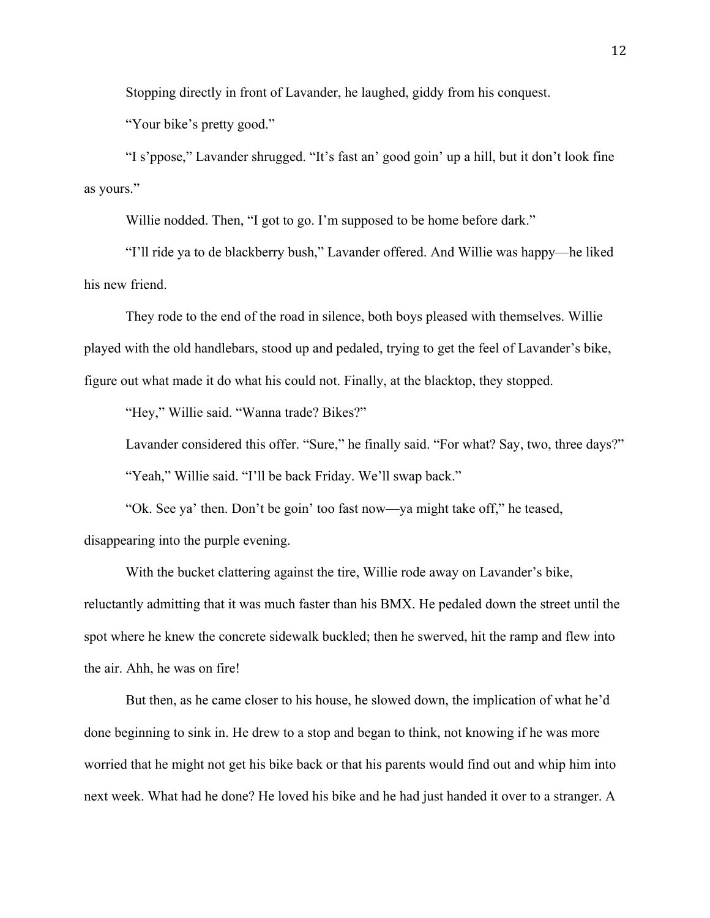Stopping directly in front of Lavander, he laughed, giddy from his conquest.

"Your bike's pretty good."

"I s'ppose," Lavander shrugged. "It's fast an' good goin' up a hill, but it don't look fine as yours."

Willie nodded. Then, "I got to go. I'm supposed to be home before dark."

"I'll ride ya to de blackberry bush," Lavander offered. And Willie was happy—he liked his new friend.

They rode to the end of the road in silence, both boys pleased with themselves. Willie played with the old handlebars, stood up and pedaled, trying to get the feel of Lavander's bike, figure out what made it do what his could not. Finally, at the blacktop, they stopped.

"Hey," Willie said. "Wanna trade? Bikes?"

Lavander considered this offer. "Sure," he finally said. "For what? Say, two, three days?"

"Yeah," Willie said. "I'll be back Friday. We'll swap back."

"Ok. See ya' then. Don't be goin' too fast now—ya might take off," he teased, disappearing into the purple evening.

With the bucket clattering against the tire, Willie rode away on Lavander's bike, reluctantly admitting that it was much faster than his BMX. He pedaled down the street until the spot where he knew the concrete sidewalk buckled; then he swerved, hit the ramp and flew into the air. Ahh, he was on fire!

But then, as he came closer to his house, he slowed down, the implication of what he'd done beginning to sink in. He drew to a stop and began to think, not knowing if he was more worried that he might not get his bike back or that his parents would find out and whip him into next week. What had he done? He loved his bike and he had just handed it over to a stranger. A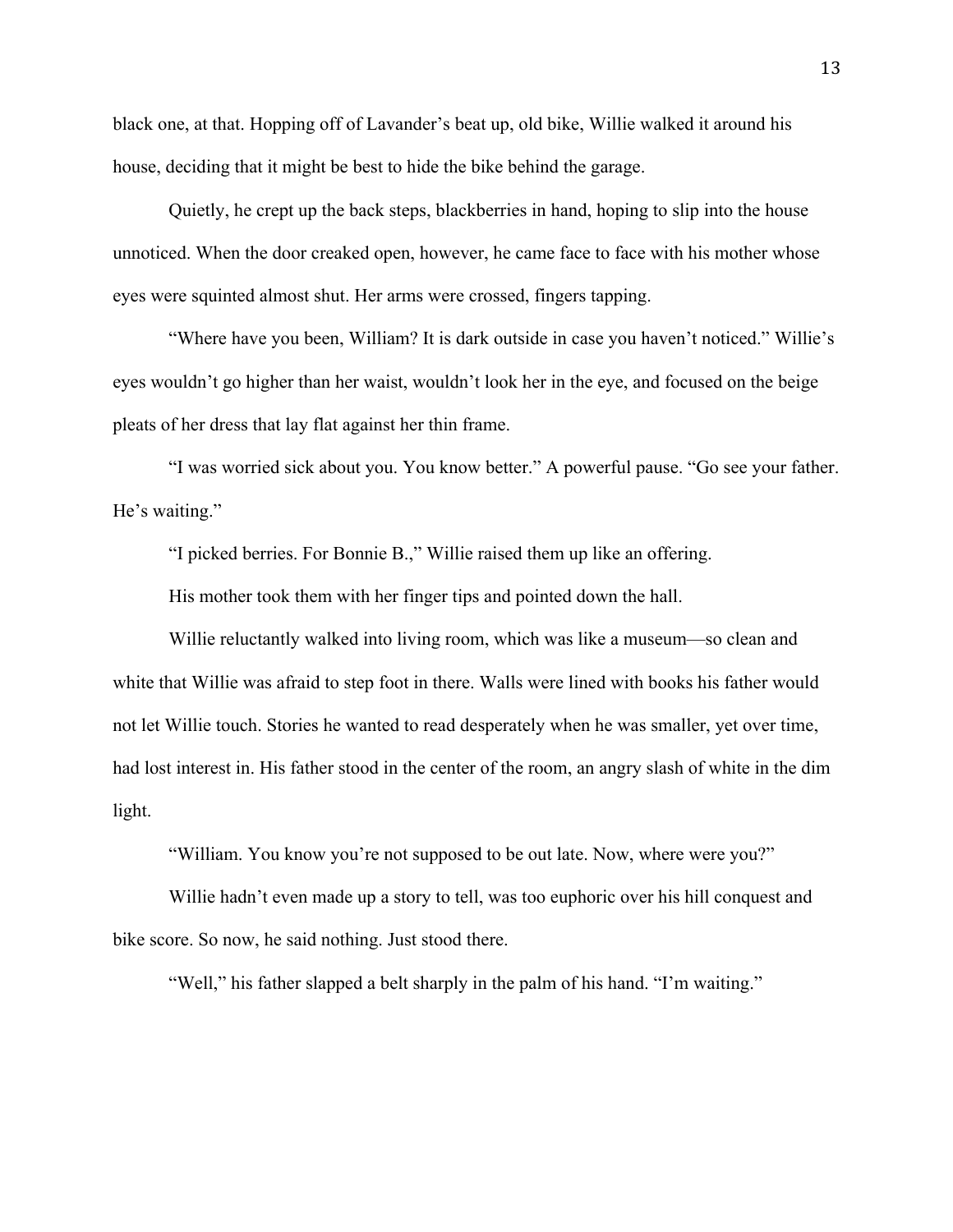black one, at that. Hopping off of Lavander's beat up, old bike, Willie walked it around his house, deciding that it might be best to hide the bike behind the garage.

Quietly, he crept up the back steps, blackberries in hand, hoping to slip into the house unnoticed. When the door creaked open, however, he came face to face with his mother whose eyes were squinted almost shut. Her arms were crossed, fingers tapping.

"Where have you been, William? It is dark outside in case you haven't noticed." Willie's eyes wouldn't go higher than her waist, wouldn't look her in the eye, and focused on the beige pleats of her dress that lay flat against her thin frame.

"I was worried sick about you. You know better." A powerful pause. "Go see your father. He's waiting."

"I picked berries. For Bonnie B.," Willie raised them up like an offering.

His mother took them with her finger tips and pointed down the hall.

Willie reluctantly walked into living room, which was like a museum—so clean and white that Willie was afraid to step foot in there. Walls were lined with books his father would not let Willie touch. Stories he wanted to read desperately when he was smaller, yet over time, had lost interest in. His father stood in the center of the room, an angry slash of white in the dim light.

"William. You know you're not supposed to be out late. Now, where were you?"

Willie hadn't even made up a story to tell, was too euphoric over his hill conquest and bike score. So now, he said nothing. Just stood there.

"Well," his father slapped a belt sharply in the palm of his hand. "I'm waiting."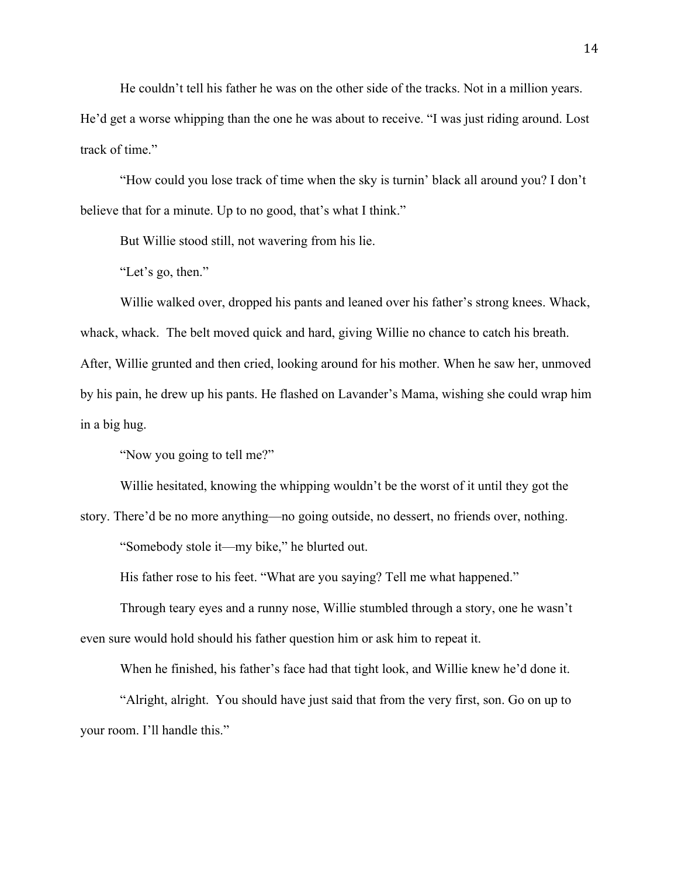He couldn't tell his father he was on the other side of the tracks. Not in a million years. He'd get a worse whipping than the one he was about to receive. "I was just riding around. Lost track of time."

"How could you lose track of time when the sky is turnin' black all around you? I don't believe that for a minute. Up to no good, that's what I think."

But Willie stood still, not wavering from his lie.

"Let's go, then."

Willie walked over, dropped his pants and leaned over his father's strong knees. Whack, whack, whack. The belt moved quick and hard, giving Willie no chance to catch his breath. After, Willie grunted and then cried, looking around for his mother. When he saw her, unmoved by his pain, he drew up his pants. He flashed on Lavander's Mama, wishing she could wrap him in a big hug.

"Now you going to tell me?"

Willie hesitated, knowing the whipping wouldn't be the worst of it until they got the story. There'd be no more anything—no going outside, no dessert, no friends over, nothing.

"Somebody stole it—my bike," he blurted out.

His father rose to his feet. "What are you saying? Tell me what happened."

Through teary eyes and a runny nose, Willie stumbled through a story, one he wasn't even sure would hold should his father question him or ask him to repeat it.

When he finished, his father's face had that tight look, and Willie knew he'd done it.

"Alright, alright. You should have just said that from the very first, son. Go on up to your room. I'll handle this."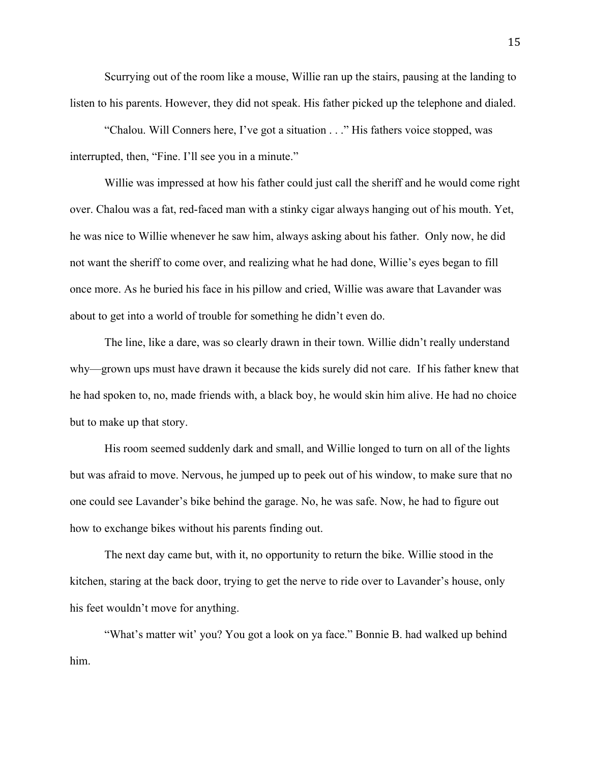Scurrying out of the room like a mouse, Willie ran up the stairs, pausing at the landing to listen to his parents. However, they did not speak. His father picked up the telephone and dialed.

"Chalou. Will Conners here, I've got a situation . . ." His fathers voice stopped, was interrupted, then, "Fine. I'll see you in a minute."

Willie was impressed at how his father could just call the sheriff and he would come right over. Chalou was a fat, red-faced man with a stinky cigar always hanging out of his mouth. Yet, he was nice to Willie whenever he saw him, always asking about his father. Only now, he did not want the sheriff to come over, and realizing what he had done, Willie's eyes began to fill once more. As he buried his face in his pillow and cried, Willie was aware that Lavander was about to get into a world of trouble for something he didn't even do.

The line, like a dare, was so clearly drawn in their town. Willie didn't really understand why—grown ups must have drawn it because the kids surely did not care. If his father knew that he had spoken to, no, made friends with, a black boy, he would skin him alive. He had no choice but to make up that story.

His room seemed suddenly dark and small, and Willie longed to turn on all of the lights but was afraid to move. Nervous, he jumped up to peek out of his window, to make sure that no one could see Lavander's bike behind the garage. No, he was safe. Now, he had to figure out how to exchange bikes without his parents finding out.

The next day came but, with it, no opportunity to return the bike. Willie stood in the kitchen, staring at the back door, trying to get the nerve to ride over to Lavander's house, only his feet wouldn't move for anything.

"What's matter wit' you? You got a look on ya face." Bonnie B. had walked up behind him.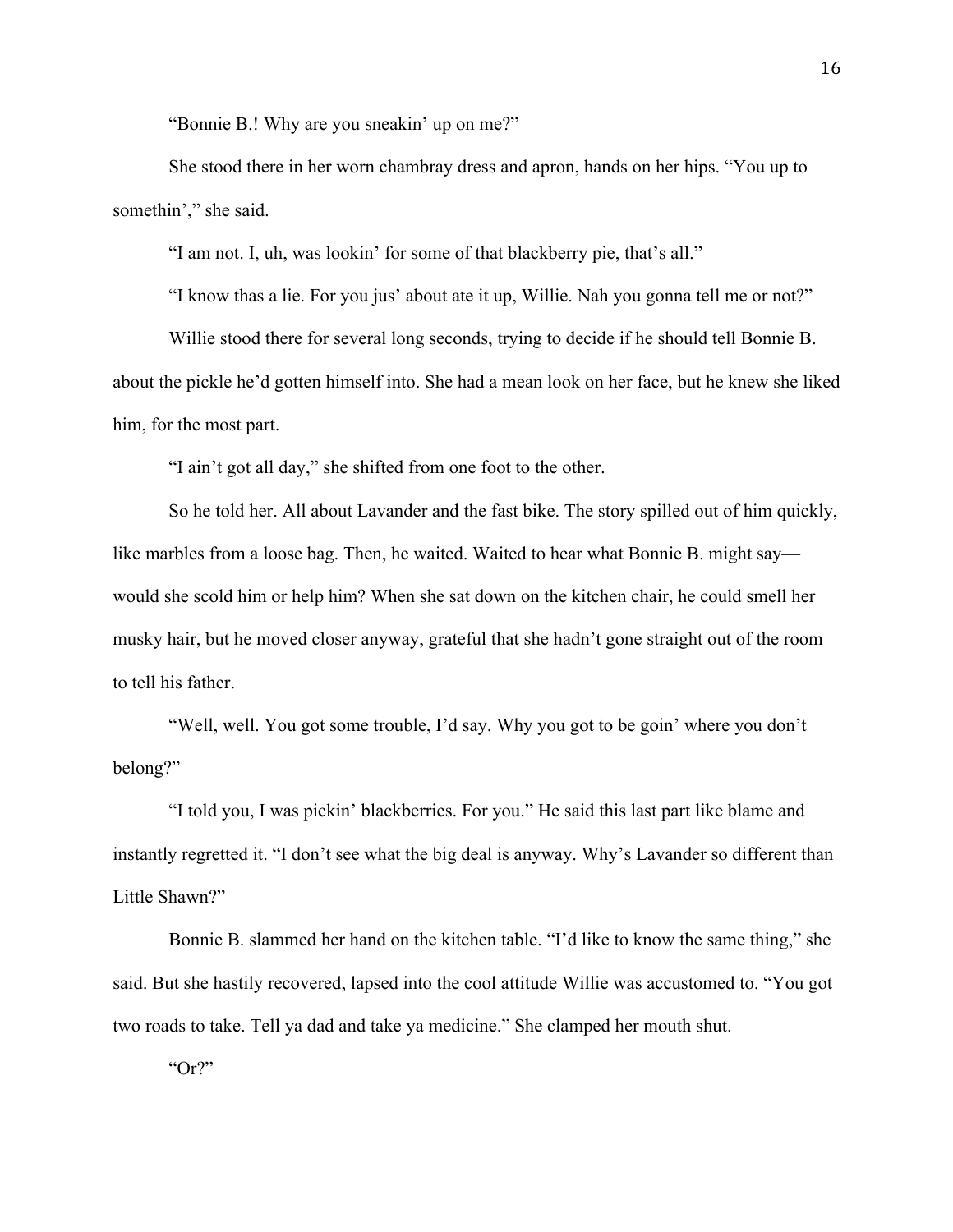"Bonnie B.! Why are you sneakin' up on me?"

She stood there in her worn chambray dress and apron, hands on her hips. "You up to somethin'," she said.

"I am not. I, uh, was lookin' for some of that blackberry pie, that's all."

"I know thas a lie. For you jus' about ate it up, Willie. Nah you gonna tell me or not?"

Willie stood there for several long seconds, trying to decide if he should tell Bonnie B. about the pickle he'd gotten himself into. She had a mean look on her face, but he knew she liked him, for the most part.

"I ain't got all day," she shifted from one foot to the other.

So he told her. All about Lavander and the fast bike. The story spilled out of him quickly, like marbles from a loose bag. Then, he waited. Waited to hear what Bonnie B. might say—would she scold him or help him? When she sat down on the kitchen chair, he could smell her musky hair, but he moved closer anyway, grateful that she hadn't gone straight out of the room to tell his father.

"Well, well. You got some trouble, I'd say. Why you got to be goin' where you don't belong?"

"I told you, I was pickin' blackberries. For you." He said this last part like blame and instantly regretted it. "I don't see what the big deal is anyway. Why's Lavander so different than Little Shawn?"

Bonnie B. slammed her hand on the kitchen table. "I'd like to know the same thing," she said. But she hastily recovered, lapsed into the cool attitude Willie was accustomed to. "You got two roads to take. Tell ya dad and take ya medicine." She clamped her mouth shut.

"Or?"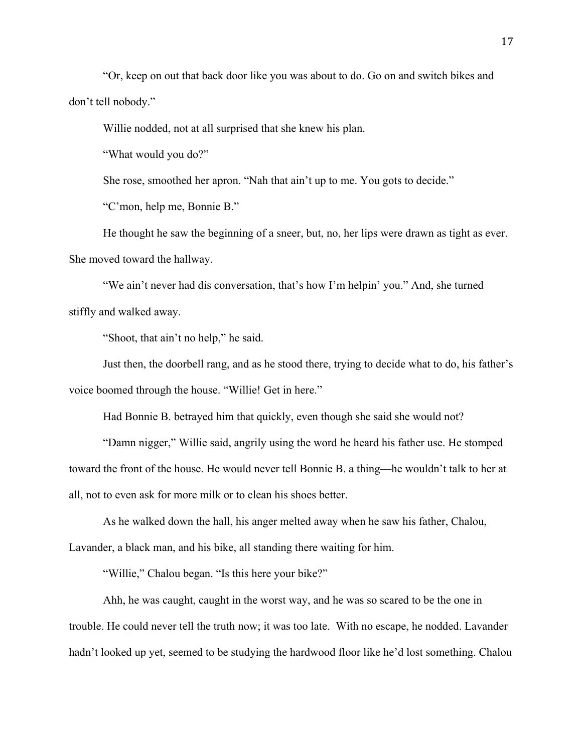"Or, keep on out that back door like you was about to do. Go on and switch bikes and don't tell nobody."

Willie nodded, not at all surprised that she knew his plan.

"What would you do?"

She rose, smoothed her apron. "Nah that ain't up to me. You gots to decide."

"C'mon, help me, Bonnie B."

He thought he saw the beginning of a sneer, but, no, her lips were drawn as tight as ever. She moved toward the hallway.

"We ain't never had dis conversation, that's how I'm helpin' you." And, she turned stiffly and walked away.

"Shoot, that ain't no help," he said.

Just then, the doorbell rang, and as he stood there, trying to decide what to do, his father's voice boomed through the house. "Willie! Get in here."

Had Bonnie B. betrayed him that quickly, even though she said she would not?

"Damn nigger," Willie said, angrily using the word he heard his father use. He stomped toward the front of the house. He would never tell Bonnie B. a thing—he wouldn't talk to her at all, not to even ask for more milk or to clean his shoes better.

As he walked down the hall, his anger melted away when he saw his father, Chalou, Lavander, a black man, and his bike, all standing there waiting for him.

"Willie," Chalou began. "Is this here your bike?"

Ahh, he was caught, caught in the worst way, and he was so scared to be the one in trouble. He could never tell the truth now; it was too late. With no escape, he nodded. Lavander hadn't looked up yet, seemed to be studying the hardwood floor like he'd lost something. Chalou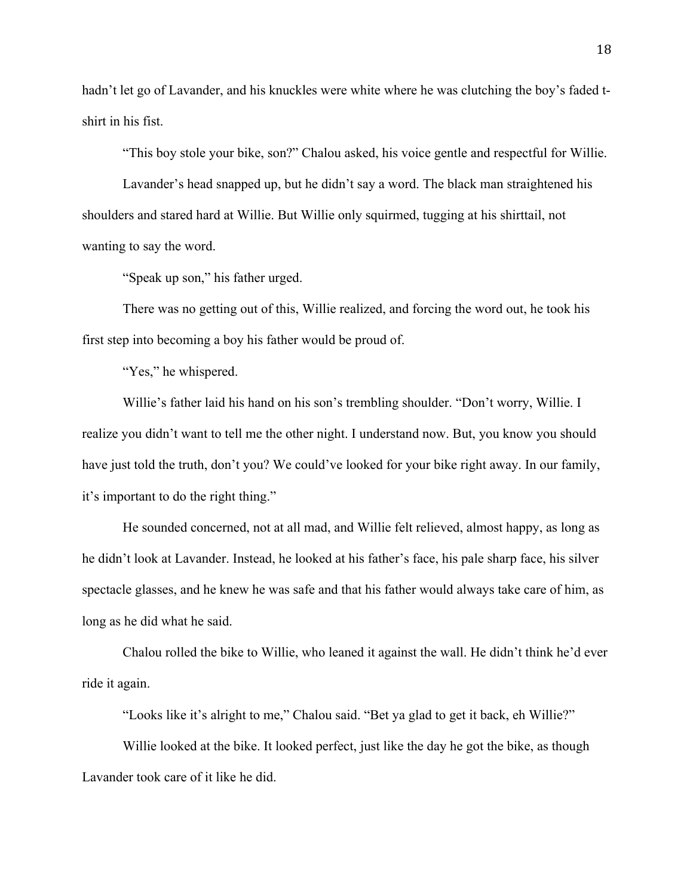hadn't let go of Lavander, and his knuckles were white where he was clutching the boy's faded t-shirt in his fist.

"This boy stole your bike, son?" Chalou asked, his voice gentle and respectful for Willie.

Lavander's head snapped up, but he didn't say a word. The black man straightened his shoulders and stared hard at Willie. But Willie only squirmed, tugging at his shirttail, not wanting to say the word.

"Speak up son," his father urged.

There was no getting out of this, Willie realized, and forcing the word out, he took his first step into becoming a boy his father would be proud of.

"Yes," he whispered.

Willie's father laid his hand on his son's trembling shoulder. "Don't worry, Willie. I realize you didn't want to tell me the other night. I understand now. But, you know you should have just told the truth, don't you? We could've looked for your bike right away. In our family, it's important to do the right thing."

He sounded concerned, not at all mad, and Willie felt relieved, almost happy, as long as he didn't look at Lavander. Instead, he looked at his father's face, his pale sharp face, his silver spectacle glasses, and he knew he was safe and that his father would always take care of him, as long as he did what he said.

Chalou rolled the bike to Willie, who leaned it against the wall. He didn't think he'd ever ride it again.

"Looks like it's alright to me," Chalou said. "Bet ya glad to get it back, eh Willie?"

Willie looked at the bike. It looked perfect, just like the day he got the bike, as though Lavander took care of it like he did.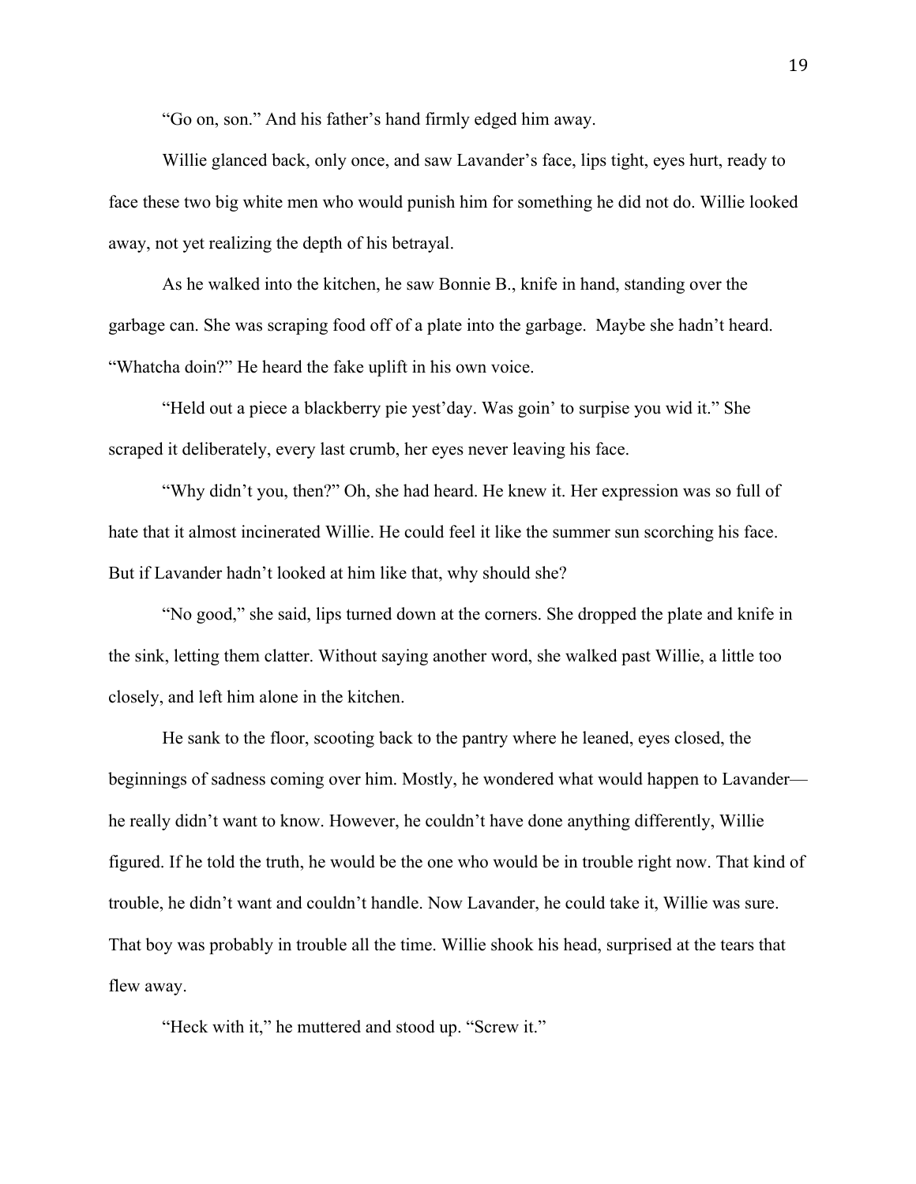"Go on, son." And his father's hand firmly edged him away.

Willie glanced back, only once, and saw Lavander's face, lips tight, eyes hurt, ready to face these two big white men who would punish him for something he did not do. Willie looked away, not yet realizing the depth of his betrayal.

As he walked into the kitchen, he saw Bonnie B., knife in hand, standing over the garbage can. She was scraping food off of a plate into the garbage. Maybe she hadn't heard. "Whatcha doin?" He heard the fake uplift in his own voice.

"Held out a piece a blackberry pie yest'day. Was goin' to surpise you wid it." She scraped it deliberately, every last crumb, her eyes never leaving his face.

"Why didn't you, then?" Oh, she had heard. He knew it. Her expression was so full of hate that it almost incinerated Willie. He could feel it like the summer sun scorching his face. But if Lavander hadn't looked at him like that, why should she?

"No good," she said, lips turned down at the corners. She dropped the plate and knife in the sink, letting them clatter. Without saying another word, she walked past Willie, a little too closely, and left him alone in the kitchen.

He sank to the floor, scooting back to the pantry where he leaned, eyes closed, the beginnings of sadness coming over him. Mostly, he wondered what would happen to Lavander—he really didn't want to know. However, he couldn't have done anything differently, Willie figured. If he told the truth, he would be the one who would be in trouble right now. That kind of trouble, he didn't want and couldn't handle. Now Lavander, he could take it, Willie was sure. That boy was probably in trouble all the time. Willie shook his head, surprised at the tears that flew away.

"Heck with it," he muttered and stood up. "Screw it."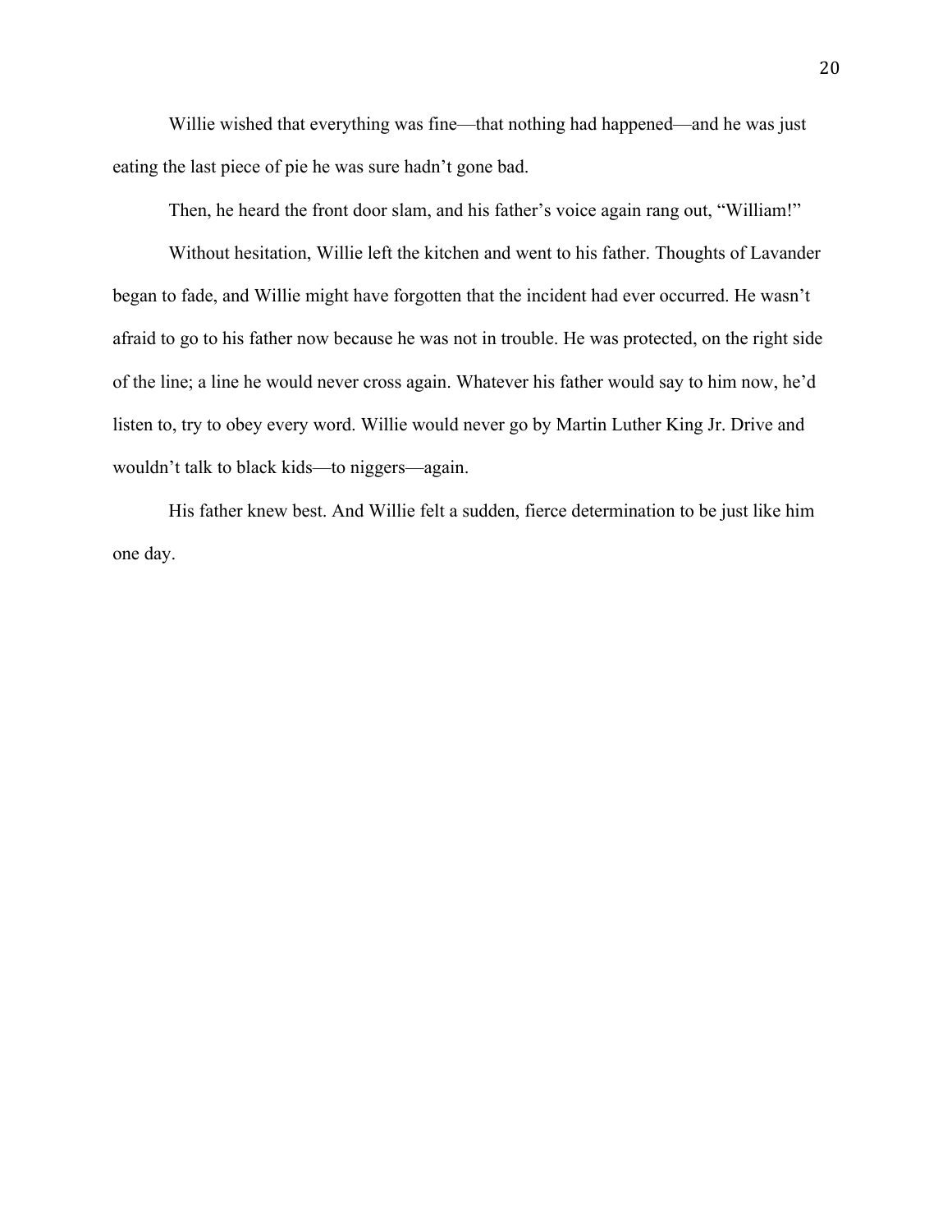Willie wished that everything was fine—that nothing had happened—and he was just eating the last piece of pie he was sure hadn't gone bad.

Then, he heard the front door slam, and his father's voice again rang out, "William!"

Without hesitation, Willie left the kitchen and went to his father. Thoughts of Lavander began to fade, and Willie might have forgotten that the incident had ever occurred. He wasn't afraid to go to his father now because he was not in trouble. He was protected, on the right side of the line; a line he would never cross again. Whatever his father would say to him now, he'd listen to, try to obey every word. Willie would never go by Martin Luther King Jr. Drive and wouldn't talk to black kids—to niggers—again.

His father knew best. And Willie felt a sudden, fierce determination to be just like him one day.